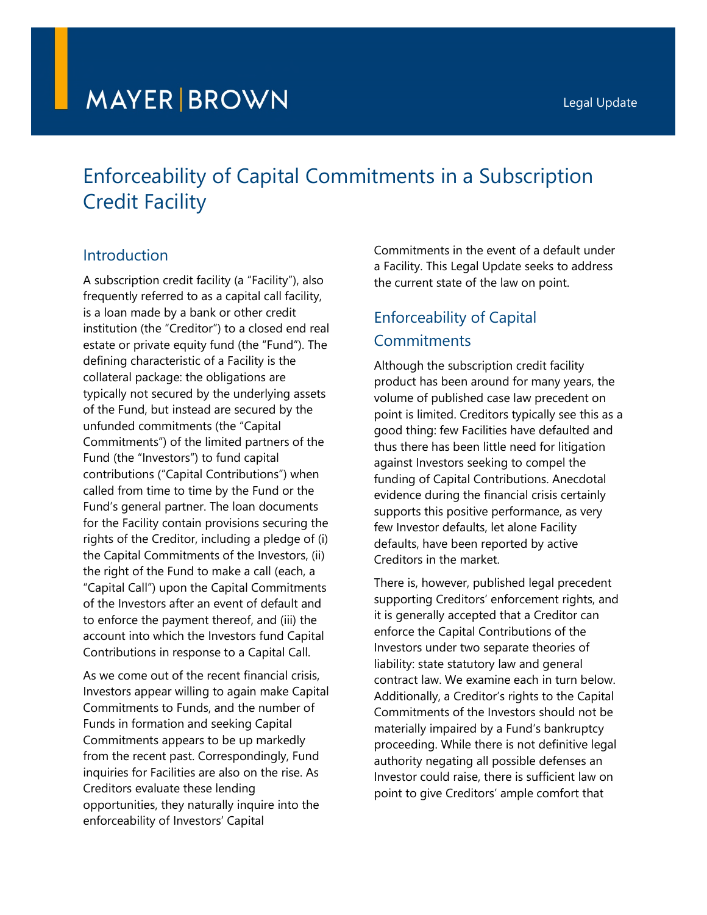MAYER | BROWN

Legal Update

# Enforceability of Capital Commitments in a Subscription Credit Facility

## Introduction

A subscription credit facility (a "Facility"), also frequently referred to as a capital call facility, is a loan made by a bank or other credit institution (the "Creditor") to a closed end real estate or private equity fund (the "Fund"). The defining characteristic of a Facility is the collateral package: the obligations are typically not secured by the underlying assets of the Fund, but instead are secured by the unfunded commitments (the "Capital Commitments") of the limited partners of the Fund (the "Investors") to fund capital contributions ("Capital Contributions") when called from time to time by the Fund or the Fund's general partner. The loan documents for the Facility contain provisions securing the rights of the Creditor, including a pledge of (i) the Capital Commitments of the Investors, (ii) the right of the Fund to make a call (each, a "Capital Call") upon the Capital Commitments of the Investors after an event of default and to enforce the payment thereof, and (iii) the account into which the Investors fund Capital Contributions in response to a Capital Call.

As we come out of the recent financial crisis, Investors appear willing to again make Capital Commitments to Funds, and the number of Funds in formation and seeking Capital Commitments appears to be up markedly from the recent past. Correspondingly, Fund inquiries for Facilities are also on the rise. As Creditors evaluate these lending opportunities, they naturally inquire into the enforceability of Investors' Capital Commitments in the event of a default under a Facility. This Legal Update seeks to address the current state of the law on point.

## Enforceability of Capital Commitments

Although the subscription credit facility product has been around for many years, the volume of published case law precedent on point is limited. Creditors typically see this as a good thing: few Facilities have defaulted and thus there has been little need for litigation against Investors seeking to compel the funding of Capital Contributions. Anecdotal evidence during the financial crisis certainly supports this positive performance, as very few Investor defaults, let alone Facility defaults, have been reported by active Creditors in the market.

There is, however, published legal precedent supporting Creditors' enforcement rights, and it is generally accepted that a Creditor can enforce the Capital Contributions of the Investors under two separate theories of liability: state statutory law and general contract law. We examine each in turn below. Additionally, a Creditor's rights to the Capital Commitments of the Investors should not be materially impaired by a Fund's bankruptcy proceeding. While there is not definitive legal authority negating all possible defenses an Investor could raise, there is sufficient law on point to give Creditors' ample comfort that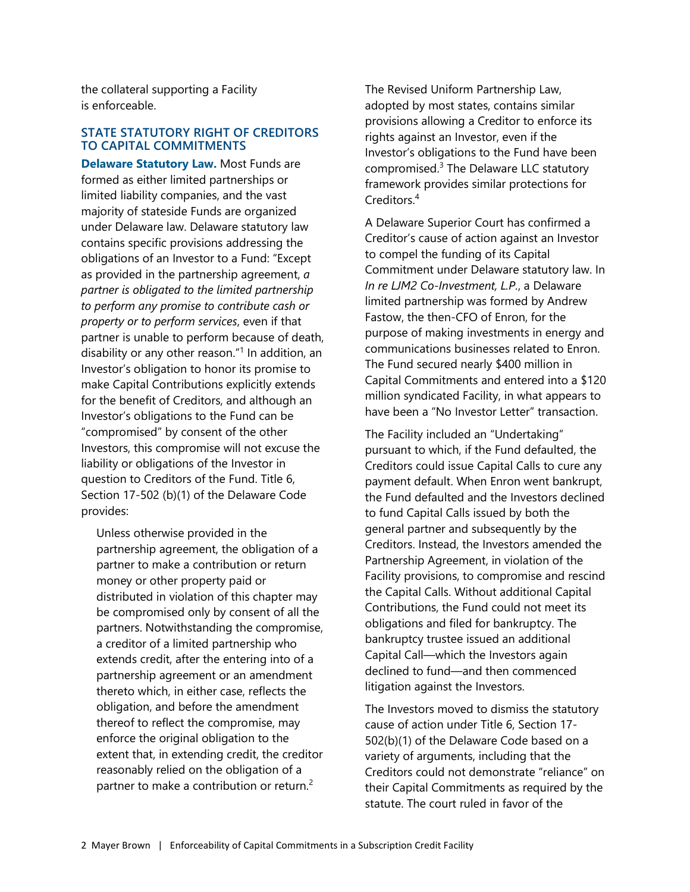the collateral supporting a Facility is enforceable.

## STATE STATUTORY RIGHT OF CREDITORS TO CAPITAL COMMITMENTS

**Delaware Statutory Law.** Most Funds are formed as either limited partnerships or limited liability companies, and the vast majority of stateside Funds are organized under Delaware law. Delaware statutory law contains specific provisions addressing the obligations of an Investor to a Fund: "Except as provided in the partnership agreement, *a partner is obligated to the limited partnership to perform any promise to contribute cash or property or to perform services*, even if that partner is unable to perform because of death, disability or any other reason."[1] In addition, an Investor's obligation to honor its promise to make Capital Contributions explicitly extends for the benefit of Creditors, and although an Investor's obligations to the Fund can be "compromised" by consent of the other Investors, this compromise will not excuse the liability or obligations of the Investor in question to Creditors of the Fund. Title 6, Section 17-502 (b)(1) of the Delaware Code provides:

> Unless otherwise provided in the partnership agreement, the obligation of a partner to make a contribution or return money or other property paid or distributed in violation of this chapter may be compromised only by consent of all the partners. Notwithstanding the compromise, a creditor of a limited partnership who extends credit, after the entering into of a partnership agreement or an amendment thereto which, in either case, reflects the obligation, and before the amendment thereof to reflect the compromise, may enforce the original obligation to the extent that, in extending credit, the creditor reasonably relied on the obligation of a partner to make a contribution or return.[2]

The Revised Uniform Partnership Law, adopted by most states, contains similar provisions allowing a Creditor to enforce its rights against an Investor, even if the Investor's obligations to the Fund have been compromised.[3] The Delaware LLC statutory framework provides similar protections for Creditors.[4]

A Delaware Superior Court has confirmed a Creditor's cause of action against an Investor to compel the funding of its Capital Commitment under Delaware statutory law. In *In re LJM2 Co-Investment, L.P.*, a Delaware limited partnership was formed by Andrew Fastow, the then-CFO of Enron, for the purpose of making investments in energy and communications businesses related to Enron. The Fund secured nearly $400 million in Capital Commitments and entered into a $120 million syndicated Facility, in what appears to have been a "No Investor Letter" transaction.

The Facility included an "Undertaking" pursuant to which, if the Fund defaulted, the Creditors could issue Capital Calls to cure any payment default. When Enron went bankrupt, the Fund defaulted and the Investors declined to fund Capital Calls issued by both the general partner and subsequently by the Creditors. Instead, the Investors amended the Partnership Agreement, in violation of the Facility provisions, to compromise and rescind the Capital Calls. Without additional Capital Contributions, the Fund could not meet its obligations and filed for bankruptcy. The bankruptcy trustee issued an additional Capital Call—which the Investors again declined to fund—and then commenced litigation against the Investors.

The Investors moved to dismiss the statutory cause of action under Title 6, Section 17-502(b)(1) of the Delaware Code based on a variety of arguments, including that the Creditors could not demonstrate "reliance" on their Capital Commitments as required by the statute. The court ruled in favor of the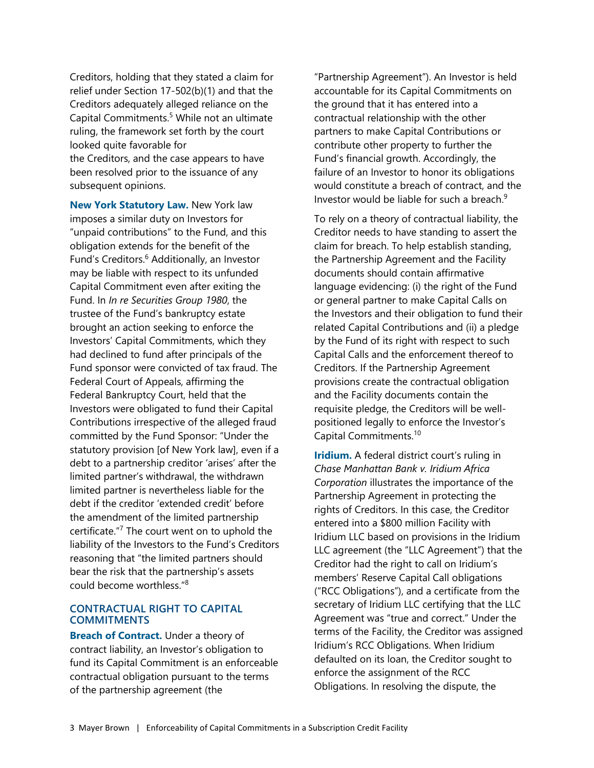Creditors, holding that they stated a claim for relief under Section 17-502(b)(1) and that the Creditors adequately alleged reliance on the Capital Commitments.[5] While not an ultimate ruling, the framework set forth by the court looked quite favorable for the Creditors, and the case appears to have been resolved prior to the issuance of any subsequent opinions.

**New York Statutory Law.** New York law imposes a similar duty on Investors for "unpaid contributions" to the Fund, and this obligation extends for the benefit of the Fund's Creditors.[6] Additionally, an Investor may be liable with respect to its unfunded Capital Commitment even after exiting the Fund. In *In re Securities Group 1980*, the trustee of the Fund's bankruptcy estate brought an action seeking to enforce the Investors' Capital Commitments, which they had declined to fund after principals of the Fund sponsor were convicted of tax fraud. The Federal Court of Appeals, affirming the Federal Bankruptcy Court, held that the Investors were obligated to fund their Capital Contributions irrespective of the alleged fraud committed by the Fund Sponsor: "Under the statutory provision [of New York law], even if a debt to a partnership creditor 'arises' after the limited partner's withdrawal, the withdrawn limited partner is nevertheless liable for the debt if the creditor 'extended credit' before the amendment of the limited partnership certificate."[7] The court went on to uphold the liability of the Investors to the Fund's Creditors reasoning that "the limited partners should bear the risk that the partnership's assets could become worthless."[8]

## CONTRACTUAL RIGHT TO CAPITAL COMMITMENTS

**Breach of Contract.** Under a theory of contract liability, an Investor's obligation to fund its Capital Commitment is an enforceable contractual obligation pursuant to the terms of the partnership agreement (the "Partnership Agreement"). An Investor is held accountable for its Capital Commitments on the ground that it has entered into a contractual relationship with the other partners to make Capital Contributions or contribute other property to further the Fund's financial growth. Accordingly, the failure of an Investor to honor its obligations would constitute a breach of contract, and the Investor would be liable for such a breach.[9]

To rely on a theory of contractual liability, the Creditor needs to have standing to assert the claim for breach. To help establish standing, the Partnership Agreement and the Facility documents should contain affirmative language evidencing: (i) the right of the Fund or general partner to make Capital Calls on the Investors and their obligation to fund their related Capital Contributions and (ii) a pledge by the Fund of its right with respect to such Capital Calls and the enforcement thereof to Creditors. If the Partnership Agreement provisions create the contractual obligation and the Facility documents contain the requisite pledge, the Creditors will be well-positioned legally to enforce the Investor's Capital Commitments.[10]

**Iridium.** A federal district court's ruling in *Chase Manhattan Bank v. Iridium Africa Corporation* illustrates the importance of the Partnership Agreement in protecting the rights of Creditors. In this case, the Creditor entered into a $800 million Facility with Iridium LLC based on provisions in the Iridium LLC agreement (the "LLC Agreement") that the Creditor had the right to call on Iridium's members' Reserve Capital Call obligations ("RCC Obligations"), and a certificate from the secretary of Iridium LLC certifying that the LLC Agreement was "true and correct." Under the terms of the Facility, the Creditor was assigned Iridium's RCC Obligations. When Iridium defaulted on its loan, the Creditor sought to enforce the assignment of the RCC Obligations. In resolving the dispute, the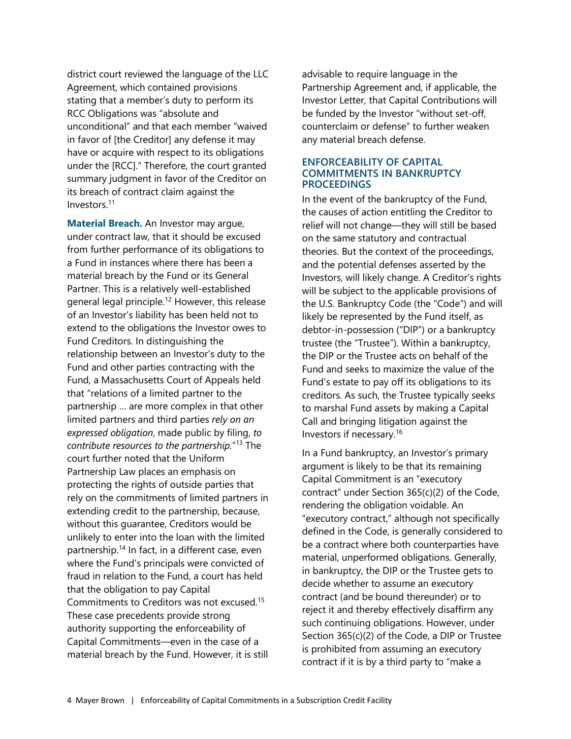district court reviewed the language of the LLC Agreement, which contained provisions stating that a member's duty to perform its RCC Obligations was "absolute and unconditional" and that each member "waived in favor of [the Creditor] any defense it may have or acquire with respect to its obligations under the [RCC]." Therefore, the court granted summary judgment in favor of the Creditor on its breach of contract claim against the Investors.[11]

**Material Breach.** An Investor may argue, under contract law, that it should be excused from further performance of its obligations to a Fund in instances where there has been a material breach by the Fund or its General Partner. This is a relatively well-established general legal principle.[12] However, this release of an Investor's liability has been held not to extend to the obligations the Investor owes to Fund Creditors. In distinguishing the relationship between an Investor's duty to the Fund and other parties contracting with the Fund, a Massachusetts Court of Appeals held that "relations of a limited partner to the partnership … are more complex in that other limited partners and third parties *rely on an expressed obligation*, made public by filing, *to contribute resources to the partnership*."[13] The court further noted that the Uniform Partnership Law places an emphasis on protecting the rights of outside parties that rely on the commitments of limited partners in extending credit to the partnership, because, without this guarantee, Creditors would be unlikely to enter into the loan with the limited partnership.[14] In fact, in a different case, even where the Fund's principals were convicted of fraud in relation to the Fund, a court has held that the obligation to pay Capital Commitments to Creditors was not excused.[15] These case precedents provide strong authority supporting the enforceability of Capital Commitments—even in the case of a material breach by the Fund. However, it is still advisable to require language in the Partnership Agreement and, if applicable, the Investor Letter, that Capital Contributions will be funded by the Investor "without set-off, counterclaim or defense" to further weaken any material breach defense.

## ENFORCEABILITY OF CAPITAL COMMITMENTS IN BANKRUPTCY PROCEEDINGS

In the event of the bankruptcy of the Fund, the causes of action entitling the Creditor to relief will not change—they will still be based on the same statutory and contractual theories. But the context of the proceedings, and the potential defenses asserted by the Investors, will likely change. A Creditor's rights will be subject to the applicable provisions of the U.S. Bankruptcy Code (the "Code") and will likely be represented by the Fund itself, as debtor-in-possession ("DIP") or a bankruptcy trustee (the "Trustee"). Within a bankruptcy, the DIP or the Trustee acts on behalf of the Fund and seeks to maximize the value of the Fund's estate to pay off its obligations to its creditors. As such, the Trustee typically seeks to marshal Fund assets by making a Capital Call and bringing litigation against the Investors if necessary.[16]

In a Fund bankruptcy, an Investor's primary argument is likely to be that its remaining Capital Commitment is an "executory contract" under Section 365(c)(2) of the Code, rendering the obligation voidable. An "executory contract," although not specifically defined in the Code, is generally considered to be a contract where both counterparties have material, unperformed obligations. Generally, in bankruptcy, the DIP or the Trustee gets to decide whether to assume an executory contract (and be bound thereunder) or to reject it and thereby effectively disaffirm any such continuing obligations. However, under Section 365(c)(2) of the Code, a DIP or Trustee is prohibited from assuming an executory contract if it is by a third party to "make a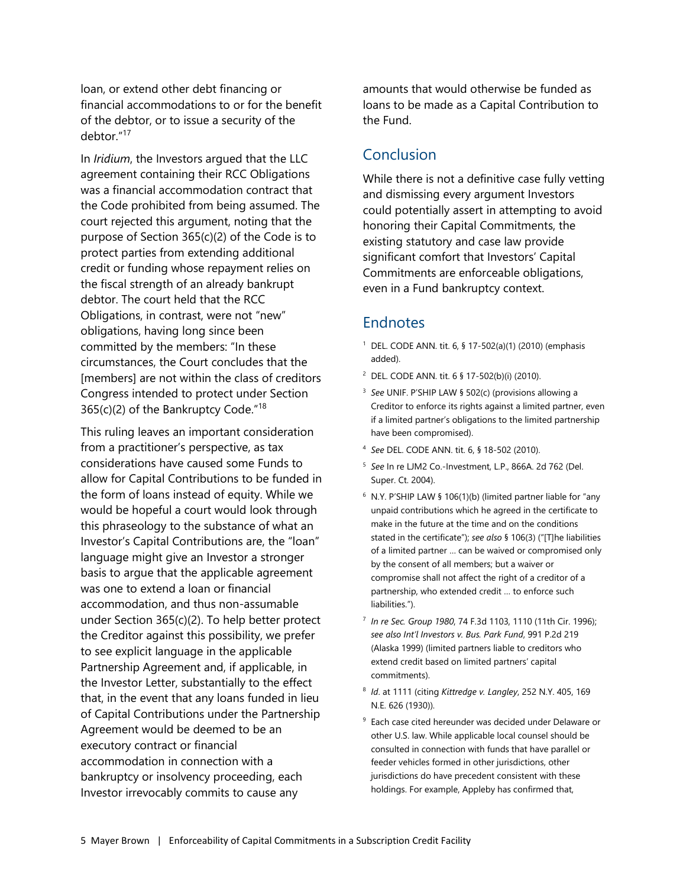loan, or extend other debt financing or financial accommodations to or for the benefit of the debtor, or to issue a security of the debtor."[17]

In *Iridium*, the Investors argued that the LLC agreement containing their RCC Obligations was a financial accommodation contract that the Code prohibited from being assumed. The court rejected this argument, noting that the purpose of Section 365(c)(2) of the Code is to protect parties from extending additional credit or funding whose repayment relies on the fiscal strength of an already bankrupt debtor. The court held that the RCC Obligations, in contrast, were not "new" obligations, having long since been committed by the members: "In these circumstances, the Court concludes that the [members] are not within the class of creditors Congress intended to protect under Section 365(c)(2) of the Bankruptcy Code."[18]

This ruling leaves an important consideration from a practitioner's perspective, as tax considerations have caused some Funds to allow for Capital Contributions to be funded in the form of loans instead of equity. While we would be hopeful a court would look through this phraseology to the substance of what an Investor's Capital Contributions are, the "loan" language might give an Investor a stronger basis to argue that the applicable agreement was one to extend a loan or financial accommodation, and thus non-assumable under Section 365(c)(2). To help better protect the Creditor against this possibility, we prefer to see explicit language in the applicable Partnership Agreement and, if applicable, in the Investor Letter, substantially to the effect that, in the event that any loans funded in lieu of Capital Contributions under the Partnership Agreement would be deemed to be an executory contract or financial accommodation in connection with a bankruptcy or insolvency proceeding, each Investor irrevocably commits to cause any amounts that would otherwise be funded as loans to be made as a Capital Contribution to the Fund.

## Conclusion

While there is not a definitive case fully vetting and dismissing every argument Investors could potentially assert in attempting to avoid honoring their Capital Commitments, the existing statutory and case law provide significant comfort that Investors' Capital Commitments are enforceable obligations, even in a Fund bankruptcy context.

## Endnotes

1. DEL. CODE ANN. tit. 6, § 17-502(a)(1) (2010) (emphasis added).
2. DEL. CODE ANN. tit. 6 § 17-502(b)(i) (2010).
3. *See* UNIF. P'SHIP LAW § 502(c) (provisions allowing a Creditor to enforce its rights against a limited partner, even if a limited partner's obligations to the limited partnership have been compromised).
4. *See* DEL. CODE ANN. tit. 6, § 18-502 (2010).
5. *See* In re LJM2 Co.-Investment, L.P., 866A. 2d 762 (Del. Super. Ct. 2004).
6. N.Y. P'SHIP LAW § 106(1)(b) (limited partner liable for "any unpaid contributions which he agreed in the certificate to make in the future at the time and on the conditions stated in the certificate"); *see also* § 106(3) ("[T]he liabilities of a limited partner … can be waived or compromised only by the consent of all members; but a waiver or compromise shall not affect the right of a creditor of a partnership, who extended credit … to enforce such liabilities.").
7. *In re Sec. Group 1980*, 74 F.3d 1103, 1110 (11th Cir. 1996); *see also Int'l Investors v. Bus. Park Fund*, 991 P.2d 219 (Alaska 1999) (limited partners liable to creditors who extend credit based on limited partners' capital commitments).
8. *Id*. at 1111 (citing *Kittredge v. Langley*, 252 N.Y. 405, 169 N.E. 626 (1930)).
9. Each case cited hereunder was decided under Delaware or other U.S. law. While applicable local counsel should be consulted in connection with funds that have parallel or feeder vehicles formed in other jurisdictions, other jurisdictions do have precedent consistent with these holdings. For example, Appleby has confirmed that,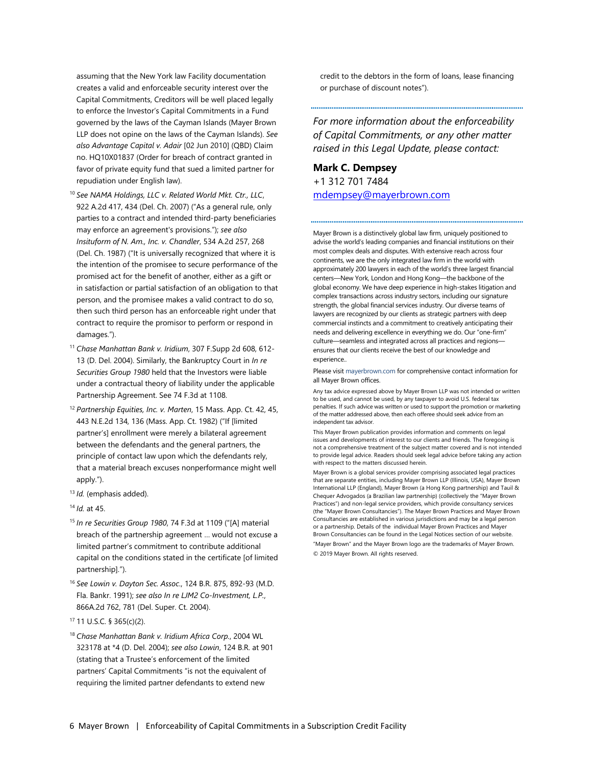assuming that the New York law Facility documentation creates a valid and enforceable security interest over the Capital Commitments, Creditors will be well placed legally to enforce the Investor's Capital Commitments in a Fund governed by the laws of the Cayman Islands (Mayer Brown LLP does not opine on the laws of the Cayman Islands). *See also Advantage Capital v. Adair* [02 Jun 2010] (QBD) Claim no. HQ10X01837 (Order for breach of contract granted in favor of private equity fund that sued a limited partner for repudiation under English law).

[10] *See NAMA Holdings, LLC v. Related World Mkt. Ctr., LLC*, 922 A.2d 417, 434 (Del. Ch. 2007) ("As a general rule, only parties to a contract and intended third-party beneficiaries may enforce an agreement's provisions."); *see also Insituform of N. Am., Inc. v. Chandler*, 534 A.2d 257, 268 (Del. Ch. 1987) ("It is universally recognized that where it is the intention of the promisee to secure performance of the promised act for the benefit of another, either as a gift or in satisfaction or partial satisfaction of an obligation to that person, and the promisee makes a valid contract to do so, then such third person has an enforceable right under that contract to require the promisor to perform or respond in damages.").

[11] *Chase Manhattan Bank v. Iridium*, 307 F.Supp 2d 608, 612-13 (D. Del. 2004). Similarly, the Bankruptcy Court in *In re Securities Group 1980* held that the Investors were liable under a contractual theory of liability under the applicable Partnership Agreement. See 74 F.3d at 1108.

[12] *Partnership Equities, Inc. v. Marten*, 15 Mass. App. Ct. 42, 45, 443 N.E.2d 134, 136 (Mass. App. Ct. 1982) ("If [limited partner's] enrollment were merely a bilateral agreement between the defendants and the general partners, the principle of contact law upon which the defendants rely, that a material breach excuses nonperformance might well apply.").

[13] *Id.* (emphasis added).

[14] *Id.* at 45.

[15] *In re Securities Group 1980*, 74 F.3d at 1109 ("[A] material breach of the partnership agreement … would not excuse a limited partner's commitment to contribute additional capital on the conditions stated in the certificate [of limited partnership].").

[16] *See Lowin v. Dayton Sec. Assoc*., 124 B.R. 875, 892-93 (M.D. Fla. Bankr. 1991); *see also In re LJM2 Co-Investment, L.P.*, 866A.2d 762, 781 (Del. Super. Ct. 2004).

[17] 11 U.S.C. § 365(c)(2).

[18] *Chase Manhattan Bank v. Iridium Africa Corp.*, 2004 WL 323178 at *4 (D. Del. 2004); *see also Lowin*, 124 B.R. at 901 (stating that a Trustee's enforcement of the limited partners' Capital Commitments "is not the equivalent of requiring the limited partner defendants to extend new credit to the debtors in the form of loans, lease financing or purchase of discount notes").

---

*For more information about the enforceability of Capital Commitments, or any other matter raised in this Legal Update, please contact:*

**Mark C. Dempsey**
+1 312 701 7484
mdempsey@mayerbrown.com

---

Mayer Brown is a distinctively global law firm, uniquely positioned to advise the world's leading companies and financial institutions on their most complex deals and disputes. With extensive reach across four continents, we are the only integrated law firm in the world with approximately 200 lawyers in each of the world's three largest financial centers—New York, London and Hong Kong—the backbone of the global economy. We have deep experience in high-stakes litigation and complex transactions across industry sectors, including our signature strength, the global financial services industry. Our diverse teams of lawyers are recognized by our clients as strategic partners with deep commercial instincts and a commitment to creatively anticipating their needs and delivering excellence in everything we do. Our "one-firm" culture—seamless and integrated across all practices and regions—ensures that our clients receive the best of our knowledge and experience..

Please visit mayerbrown.com for comprehensive contact information for all Mayer Brown offices.

Any tax advice expressed above by Mayer Brown LLP was not intended or written to be used, and cannot be used, by any taxpayer to avoid U.S. federal tax penalties. If such advice was written or used to support the promotion or marketing of the matter addressed above, then each offeree should seek advice from an independent tax advisor.

This Mayer Brown publication provides information and comments on legal issues and developments of interest to our clients and friends. The foregoing is not a comprehensive treatment of the subject matter covered and is not intended to provide legal advice. Readers should seek legal advice before taking any action with respect to the matters discussed herein.

Mayer Brown is a global services provider comprising associated legal practices that are separate entities, including Mayer Brown LLP (Illinois, USA), Mayer Brown International LLP (England), Mayer Brown (a Hong Kong partnership) and Tauil & Chequer Advogados (a Brazilian law partnership) (collectively the "Mayer Brown Practices") and non-legal service providers, which provide consultancy services (the "Mayer Brown Consultancies"). The Mayer Brown Practices and Mayer Brown Consultancies are established in various jurisdictions and may be a legal person or a partnership. Details of the individual Mayer Brown Practices and Mayer Brown Consultancies can be found in the Legal Notices section of our website.

"Mayer Brown" and the Mayer Brown logo are the trademarks of Mayer Brown.

© 2019 Mayer Brown. All rights reserved.